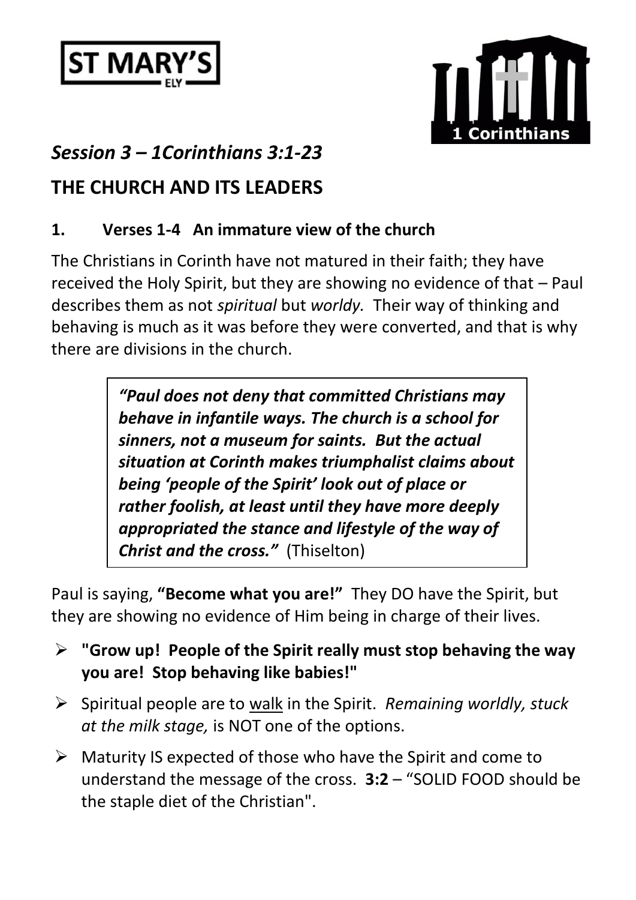ST MARY'S
ELY

1 Corinthians

## *Session 3 – 1Corinthians 3:1-23*

# THE CHURCH AND ITS LEADERS

### 1. Verses 1-4 An immature view of the church

The Christians in Corinth have not matured in their faith; they have received the Holy Spirit, but they are showing no evidence of that – Paul describes them as not *spiritual* but *worldly.* Their way of thinking and behaving is much as it was before they were converted, and that is why there are divisions in the church.

> ***"Paul does not deny that committed Christians may behave in infantile ways. The church is a school for sinners, not a museum for saints. But the actual situation at Corinth makes triumphalist claims about being 'people of the Spirit' look out of place or rather foolish, at least until they have more deeply appropriated the stance and lifestyle of the way of Christ and the cross."*** (Thiselton)

Paul is saying, **"Become what you are!"** They DO have the Spirit, but they are showing no evidence of Him being in charge of their lives.

- **"Grow up! People of the Spirit really must stop behaving the way you are! Stop behaving like babies!"**
- Spiritual people are to <u>walk</u> in the Spirit. *Remaining worldly, stuck at the milk stage,* is NOT one of the options.
- Maturity IS expected of those who have the Spirit and come to understand the message of the cross. **3:2** – "SOLID FOOD should be the staple diet of the Christian".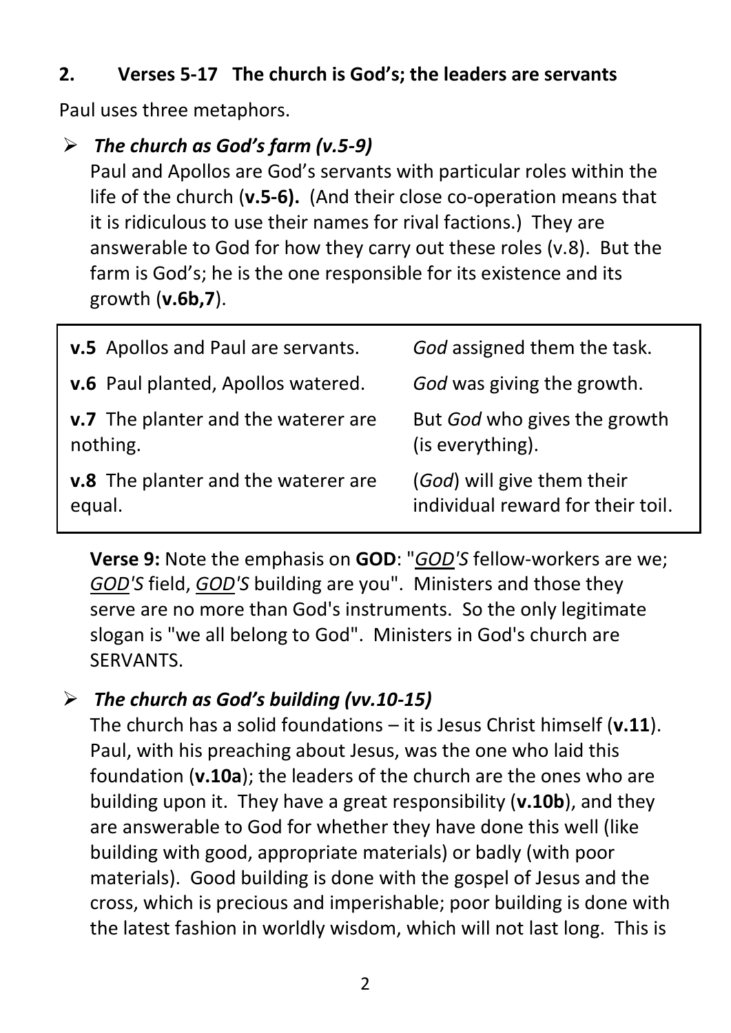## 2. Verses 5-17 The church is God's; the leaders are servants

Paul uses three metaphors.

- ***The church as God's farm (v.5-9)***

  Paul and Apollos are God's servants with particular roles within the life of the church (**v.5-6).** (And their close co-operation means that it is ridiculous to use their names for rival factions.) They are answerable to God for how they carry out these roles (v.8). But the farm is God's; he is the one responsible for its existence and its growth (**v.6b,7**).

| | |
|---|---|
| **v.5** Apollos and Paul are servants. | *God* assigned them the task. |
| **v.6** Paul planted, Apollos watered. | *God* was giving the growth. |
| **v.7** The planter and the waterer are nothing. | But *God* who gives the growth (is everything). |
| **v.8** The planter and the waterer are equal. | (*God*) will give them their individual reward for their toil. |

  **Verse 9:** Note the emphasis on **GOD**: "*<u>GOD</u>'S* fellow-workers are we; *<u>GOD</u>'S* field, *<u>GOD</u>'S* building are you". Ministers and those they serve are no more than God's instruments. So the only legitimate slogan is "we all belong to God". Ministers in God's church are SERVANTS.

- ***The church as God's building (vv.10-15)***

  The church has a solid foundations – it is Jesus Christ himself (**v.11**). Paul, with his preaching about Jesus, was the one who laid this foundation (**v.10a**); the leaders of the church are the ones who are building upon it. They have a great responsibility (**v.10b**), and they are answerable to God for whether they have done this well (like building with good, appropriate materials) or badly (with poor materials). Good building is done with the gospel of Jesus and the cross, which is precious and imperishable; poor building is done with the latest fashion in worldly wisdom, which will not last long. This is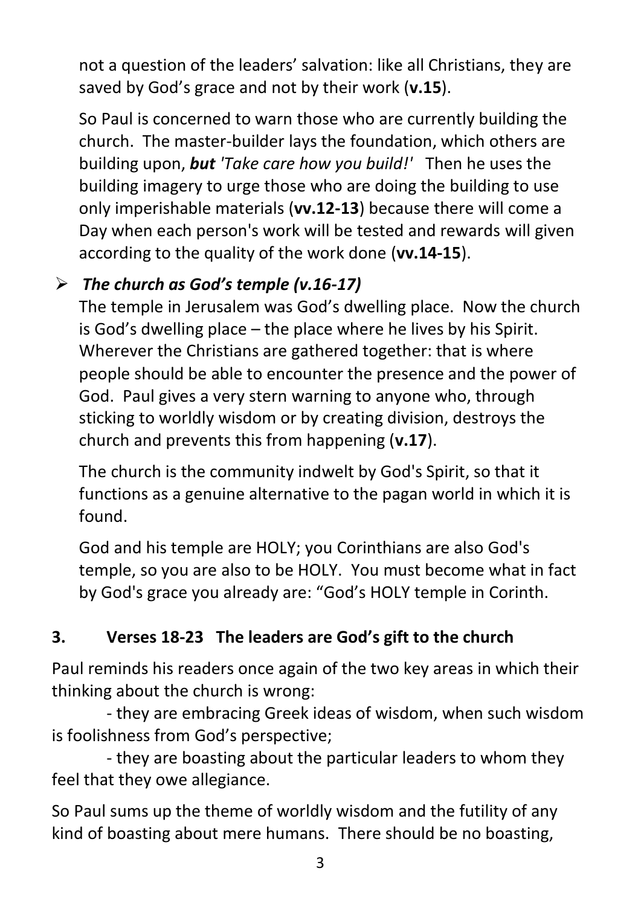not a question of the leaders' salvation: like all Christians, they are saved by God's grace and not by their work (**v.15**).

So Paul is concerned to warn those who are currently building the church. The master-builder lays the foundation, which others are building upon, ***but*** *'Take care how you build!'* Then he uses the building imagery to urge those who are doing the building to use only imperishable materials (**vv.12-13**) because there will come a Day when each person's work will be tested and rewards will given according to the quality of the work done (**vv.14-15**).

- ***The church as God's temple (v.16-17)***

  The temple in Jerusalem was God's dwelling place. Now the church is God's dwelling place – the place where he lives by his Spirit. Wherever the Christians are gathered together: that is where people should be able to encounter the presence and the power of God. Paul gives a very stern warning to anyone who, through sticking to worldly wisdom or by creating division, destroys the church and prevents this from happening (**v.17**).

  The church is the community indwelt by God's Spirit, so that it functions as a genuine alternative to the pagan world in which it is found.

  God and his temple are HOLY; you Corinthians are also God's temple, so you are also to be HOLY. You must become what in fact by God's grace you already are: "God's HOLY temple in Corinth.

**3. Verses 18-23 The leaders are God's gift to the church**

Paul reminds his readers once again of the two key areas in which their thinking about the church is wrong:

- they are embracing Greek ideas of wisdom, when such wisdom is foolishness from God's perspective;
- they are boasting about the particular leaders to whom they feel that they owe allegiance.

So Paul sums up the theme of worldly wisdom and the futility of any kind of boasting about mere humans. There should be no boasting,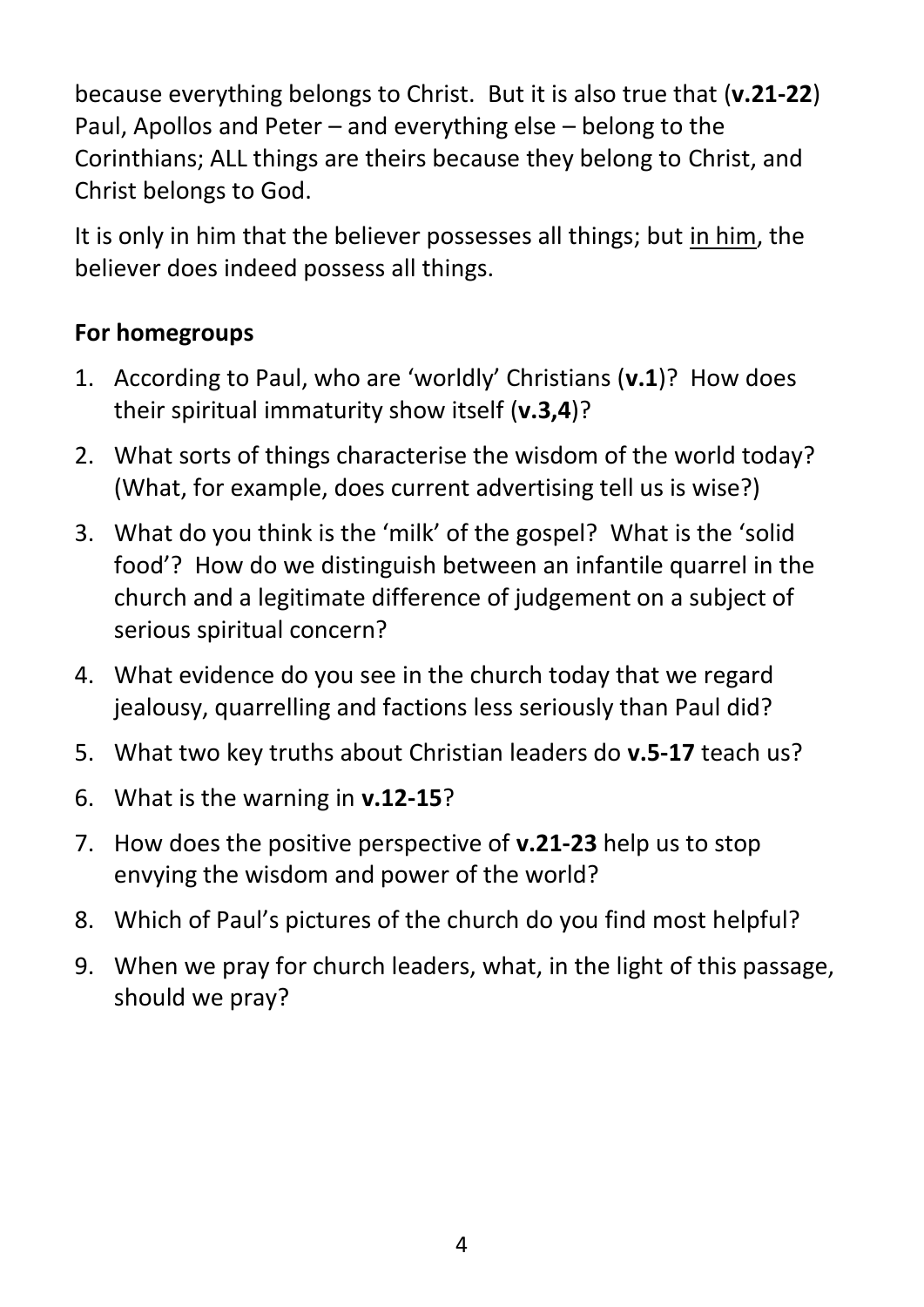because everything belongs to Christ.  But it is also true that (**v.21-22**) Paul, Apollos and Peter – and everything else – belong to the Corinthians; ALL things are theirs because they belong to Christ, and Christ belongs to God.

It is only in him that the believer possesses all things; but <u>in him</u>, the believer does indeed possess all things.

**For homegroups**

1. According to Paul, who are 'worldly' Christians (**v.1**)?  How does their spiritual immaturity show itself (**v.3,4**)?
2. What sorts of things characterise the wisdom of the world today?  (What, for example, does current advertising tell us is wise?)
3. What do you think is the 'milk' of the gospel?  What is the 'solid food'?  How do we distinguish between an infantile quarrel in the church and a legitimate difference of judgement on a subject of serious spiritual concern?
4. What evidence do you see in the church today that we regard jealousy, quarrelling and factions less seriously than Paul did?
5. What two key truths about Christian leaders do **v.5-17** teach us?
6. What is the warning in **v.12-15**?
7. How does the positive perspective of **v.21-23** help us to stop envying the wisdom and power of the world?
8. Which of Paul's pictures of the church do you find most helpful?
9. When we pray for church leaders, what, in the light of this passage, should we pray?